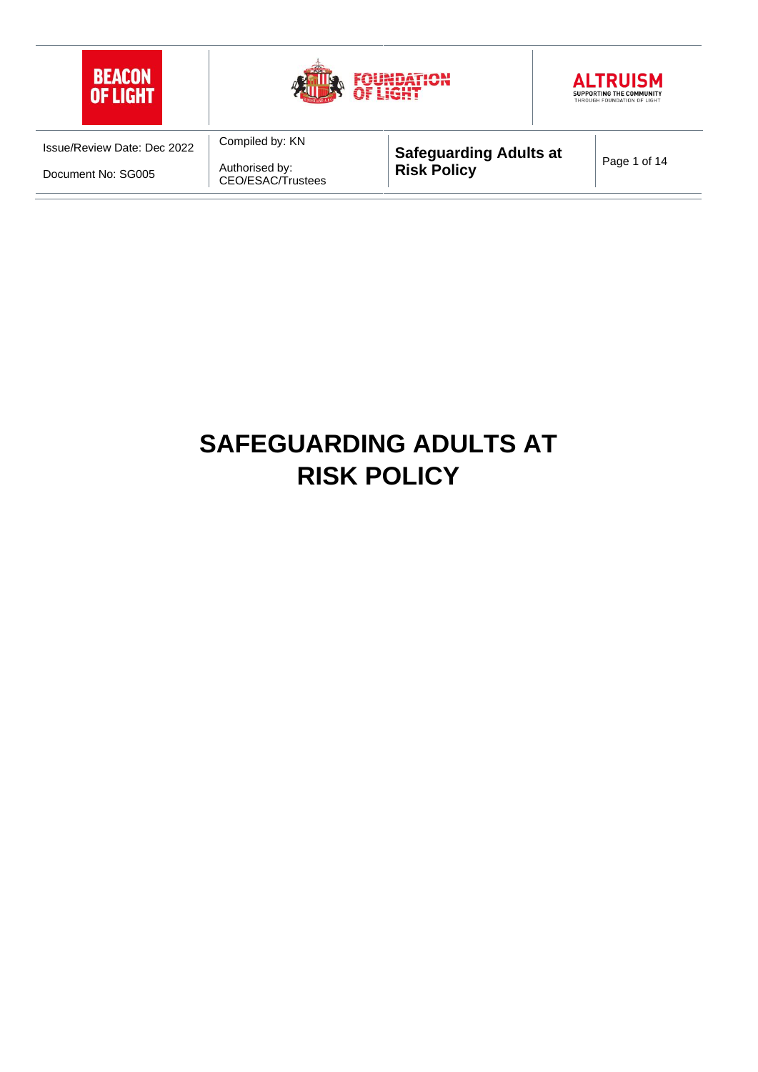# SAFEGUARDING ADULTS AT RISK POLICY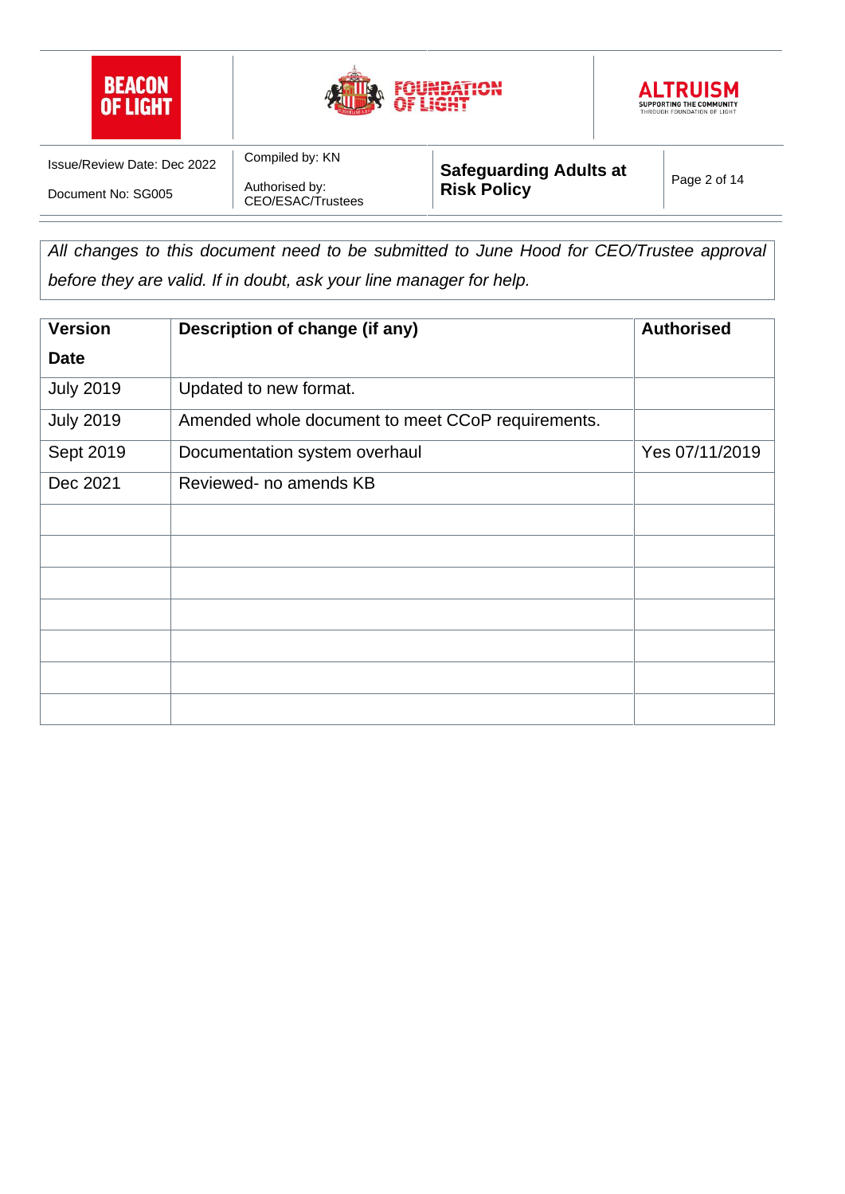*All changes to this document need to be submitted to June Hood for CEO/Trustee approval before they are valid. If in doubt, ask your line manager for help.*

| Version Date | Description of change (if any) | Authorised |
|---|---|---|
| July 2019 | Updated to new format. | |
| July 2019 | Amended whole document to meet CCoP requirements. | |
| Sept 2019 | Documentation system overhaul | Yes 07/11/2019 |
| Dec 2021 | Reviewed- no amends KB | |
| | | |
| | | |
| | | |
| | | |
| | | |
| | | |
| | | |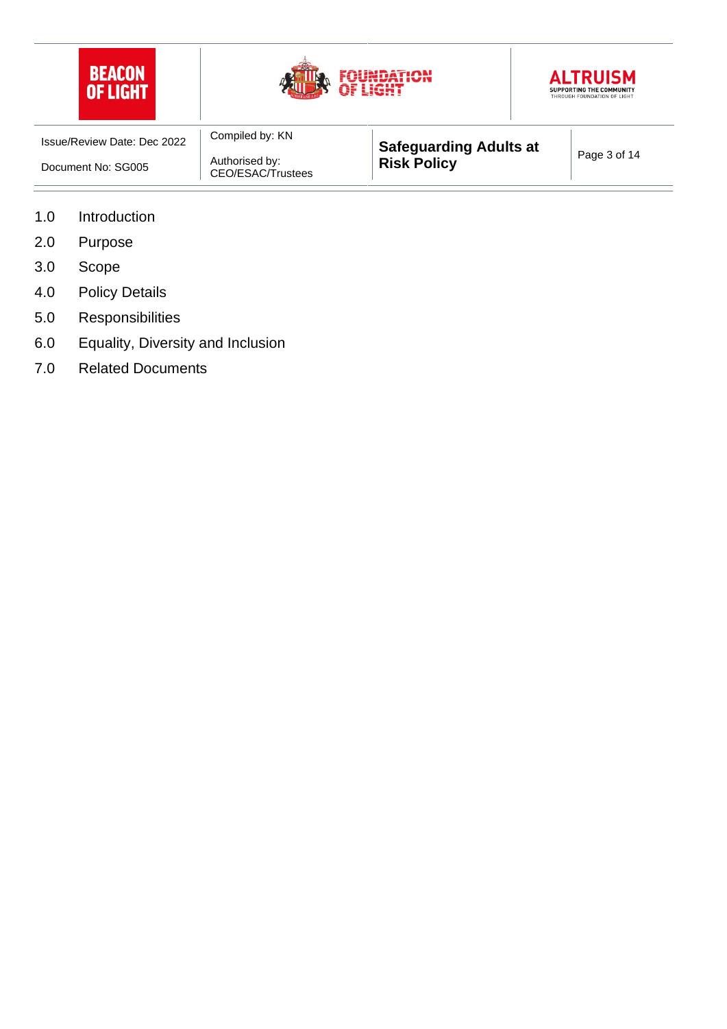1.0 Introduction
2.0 Purpose
3.0 Scope
4.0 Policy Details
5.0 Responsibilities
6.0 Equality, Diversity and Inclusion
7.0 Related Documents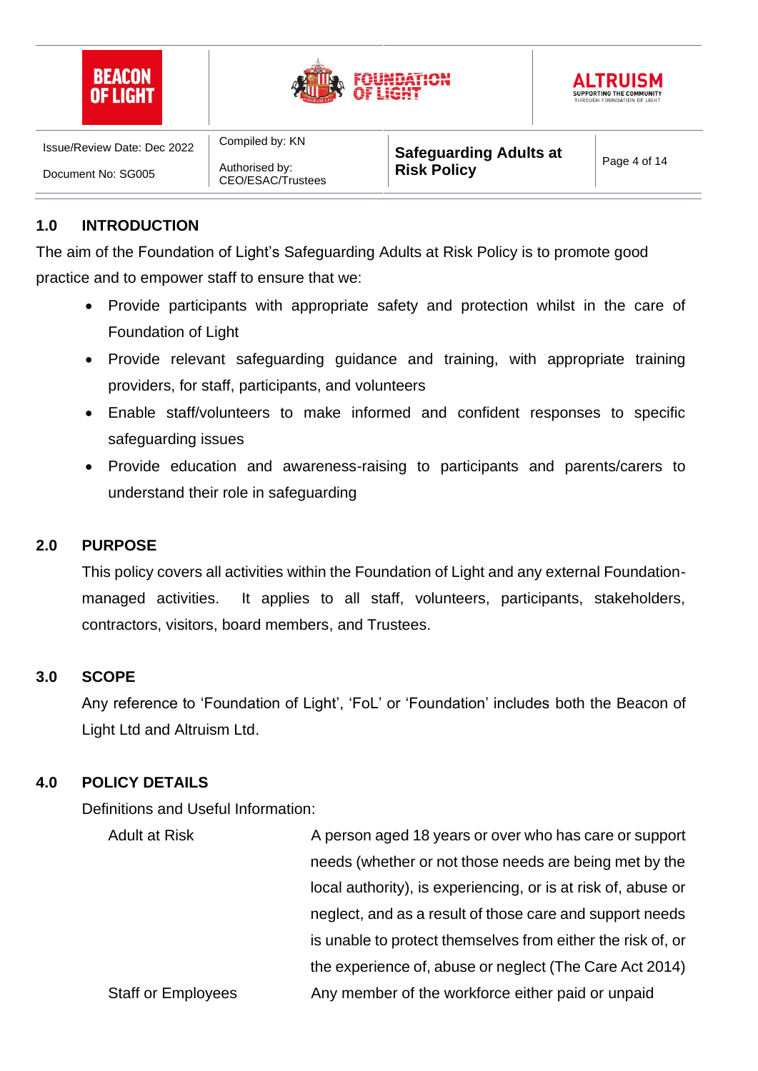## 1.0 INTRODUCTION

The aim of the Foundation of Light's Safeguarding Adults at Risk Policy is to promote good practice and to empower staff to ensure that we:

- Provide participants with appropriate safety and protection whilst in the care of Foundation of Light
- Provide relevant safeguarding guidance and training, with appropriate training providers, for staff, participants, and volunteers
- Enable staff/volunteers to make informed and confident responses to specific safeguarding issues
- Provide education and awareness-raising to participants and parents/carers to understand their role in safeguarding

## 2.0 PURPOSE

This policy covers all activities within the Foundation of Light and any external Foundation-managed activities. It applies to all staff, volunteers, participants, stakeholders, contractors, visitors, board members, and Trustees.

## 3.0 SCOPE

Any reference to 'Foundation of Light', 'FoL' or 'Foundation' includes both the Beacon of Light Ltd and Altruism Ltd.

## 4.0 POLICY DETAILS

Definitions and Useful Information:

| Term | Definition |
|---|---|
| Adult at Risk | A person aged 18 years or over who has care or support needs (whether or not those needs are being met by the local authority), is experiencing, or is at risk of, abuse or neglect, and as a result of those care and support needs is unable to protect themselves from either the risk of, or the experience of, abuse or neglect (The Care Act 2014) |
| Staff or Employees | Any member of the workforce either paid or unpaid |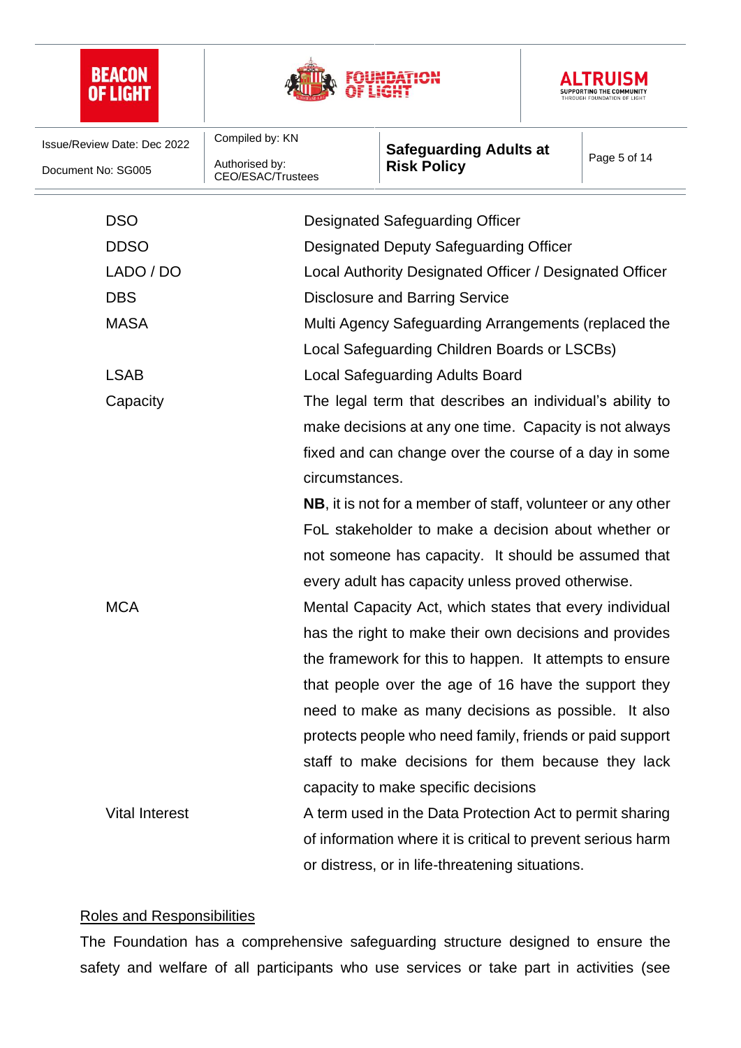| | |
|---|---|
| DSO | Designated Safeguarding Officer |
| DDSO | Designated Deputy Safeguarding Officer |
| LADO / DO | Local Authority Designated Officer / Designated Officer |
| DBS | Disclosure and Barring Service |
| MASA | Multi Agency Safeguarding Arrangements (replaced the Local Safeguarding Children Boards or LSCBs) |
| LSAB | Local Safeguarding Adults Board |
| Capacity | The legal term that describes an individual's ability to make decisions at any one time. Capacity is not always fixed and can change over the course of a day in some circumstances.<br>**NB**, it is not for a member of staff, volunteer or any other FoL stakeholder to make a decision about whether or not someone has capacity. It should be assumed that every adult has capacity unless proved otherwise. |
| MCA | Mental Capacity Act, which states that every individual has the right to make their own decisions and provides the framework for this to happen. It attempts to ensure that people over the age of 16 have the support they need to make as many decisions as possible. It also protects people who need family, friends or paid support staff to make decisions for them because they lack capacity to make specific decisions |
| Vital Interest | A term used in the Data Protection Act to permit sharing of information where it is critical to prevent serious harm or distress, or in life-threatening situations. |

<u>Roles and Responsibilities</u>

The Foundation has a comprehensive safeguarding structure designed to ensure the safety and welfare of all participants who use services or take part in activities (see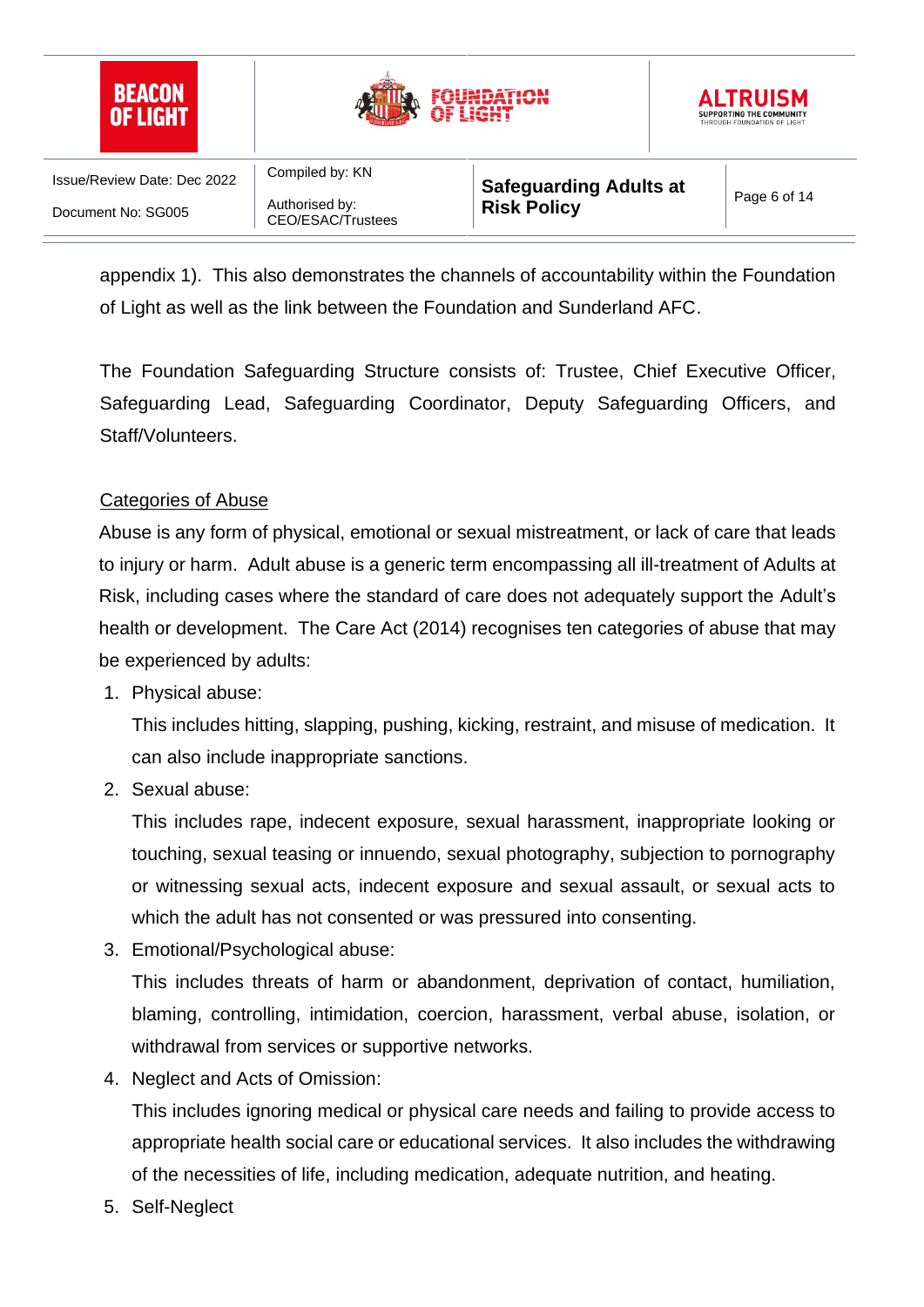appendix 1). This also demonstrates the channels of accountability within the Foundation of Light as well as the link between the Foundation and Sunderland AFC.

The Foundation Safeguarding Structure consists of: Trustee, Chief Executive Officer, Safeguarding Lead, Safeguarding Coordinator, Deputy Safeguarding Officers, and Staff/Volunteers.

Categories of Abuse

Abuse is any form of physical, emotional or sexual mistreatment, or lack of care that leads to injury or harm. Adult abuse is a generic term encompassing all ill-treatment of Adults at Risk, including cases where the standard of care does not adequately support the Adult's health or development. The Care Act (2014) recognises ten categories of abuse that may be experienced by adults:

1. Physical abuse:

   This includes hitting, slapping, pushing, kicking, restraint, and misuse of medication. It can also include inappropriate sanctions.

2. Sexual abuse:

   This includes rape, indecent exposure, sexual harassment, inappropriate looking or touching, sexual teasing or innuendo, sexual photography, subjection to pornography or witnessing sexual acts, indecent exposure and sexual assault, or sexual acts to which the adult has not consented or was pressured into consenting.

3. Emotional/Psychological abuse:

   This includes threats of harm or abandonment, deprivation of contact, humiliation, blaming, controlling, intimidation, coercion, harassment, verbal abuse, isolation, or withdrawal from services or supportive networks.

4. Neglect and Acts of Omission:

   This includes ignoring medical or physical care needs and failing to provide access to appropriate health social care or educational services. It also includes the withdrawing of the necessities of life, including medication, adequate nutrition, and heating.

5. Self-Neglect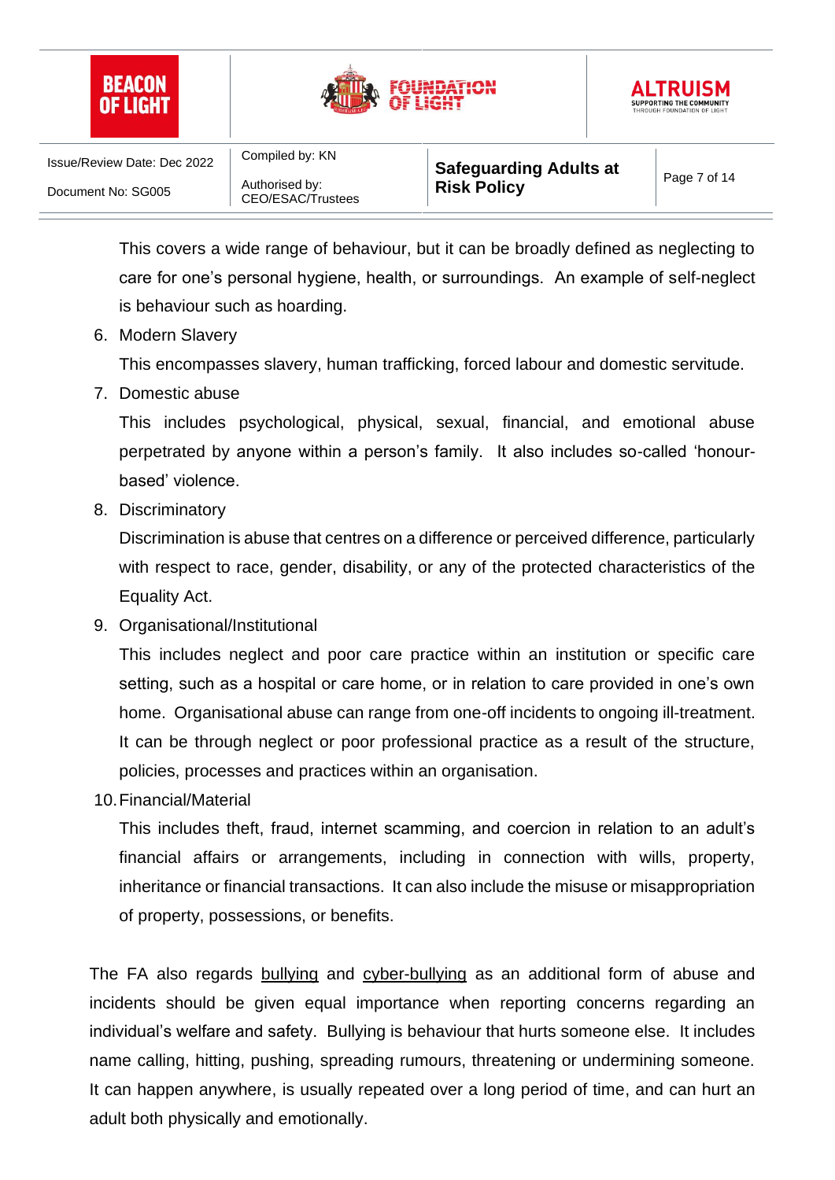This covers a wide range of behaviour, but it can be broadly defined as neglecting to care for one's personal hygiene, health, or surroundings. An example of self-neglect is behaviour such as hoarding.

6. Modern Slavery

   This encompasses slavery, human trafficking, forced labour and domestic servitude.

7. Domestic abuse

   This includes psychological, physical, sexual, financial, and emotional abuse perpetrated by anyone within a person's family. It also includes so-called 'honour-based' violence.

8. Discriminatory

   Discrimination is abuse that centres on a difference or perceived difference, particularly with respect to race, gender, disability, or any of the protected characteristics of the Equality Act.

9. Organisational/Institutional

   This includes neglect and poor care practice within an institution or specific care setting, such as a hospital or care home, or in relation to care provided in one's own home. Organisational abuse can range from one-off incidents to ongoing ill-treatment. It can be through neglect or poor professional practice as a result of the structure, policies, processes and practices within an organisation.

10. Financial/Material

    This includes theft, fraud, internet scamming, and coercion in relation to an adult's financial affairs or arrangements, including in connection with wills, property, inheritance or financial transactions. It can also include the misuse or misappropriation of property, possessions, or benefits.

The FA also regards bullying and cyber-bullying as an additional form of abuse and incidents should be given equal importance when reporting concerns regarding an individual's welfare and safety. Bullying is behaviour that hurts someone else. It includes name calling, hitting, pushing, spreading rumours, threatening or undermining someone. It can happen anywhere, is usually repeated over a long period of time, and can hurt an adult both physically and emotionally.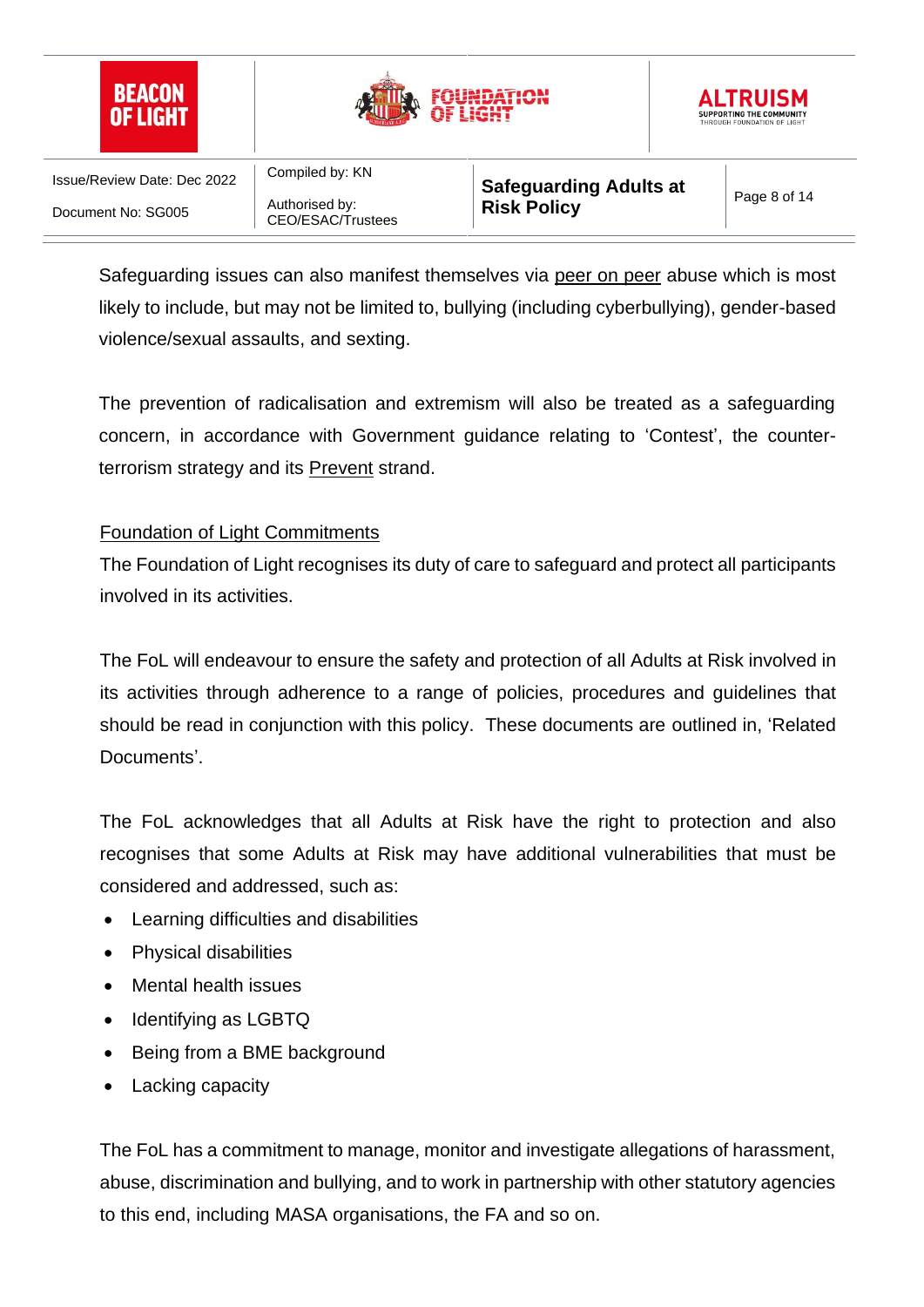Safeguarding issues can also manifest themselves via peer on peer abuse which is most likely to include, but may not be limited to, bullying (including cyberbullying), gender-based violence/sexual assaults, and sexting.

The prevention of radicalisation and extremism will also be treated as a safeguarding concern, in accordance with Government guidance relating to 'Contest', the counter-terrorism strategy and its Prevent strand.

## Foundation of Light Commitments

The Foundation of Light recognises its duty of care to safeguard and protect all participants involved in its activities.

The FoL will endeavour to ensure the safety and protection of all Adults at Risk involved in its activities through adherence to a range of policies, procedures and guidelines that should be read in conjunction with this policy. These documents are outlined in, 'Related Documents'.

The FoL acknowledges that all Adults at Risk have the right to protection and also recognises that some Adults at Risk may have additional vulnerabilities that must be considered and addressed, such as:

- Learning difficulties and disabilities
- Physical disabilities
- Mental health issues
- Identifying as LGBTQ
- Being from a BME background
- Lacking capacity

The FoL has a commitment to manage, monitor and investigate allegations of harassment, abuse, discrimination and bullying, and to work in partnership with other statutory agencies to this end, including MASA organisations, the FA and so on.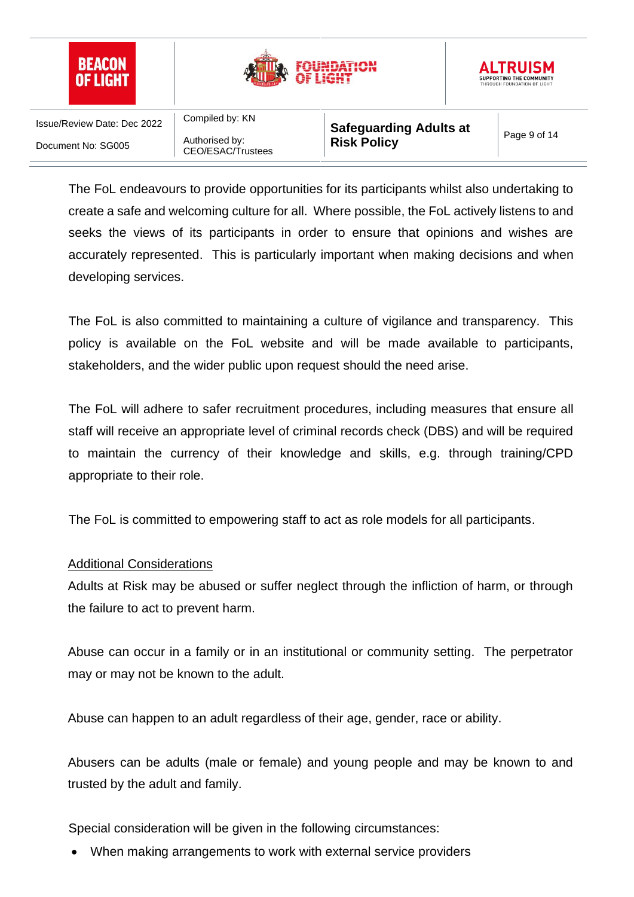The FoL endeavours to provide opportunities for its participants whilst also undertaking to create a safe and welcoming culture for all. Where possible, the FoL actively listens to and seeks the views of its participants in order to ensure that opinions and wishes are accurately represented. This is particularly important when making decisions and when developing services.

The FoL is also committed to maintaining a culture of vigilance and transparency. This policy is available on the FoL website and will be made available to participants, stakeholders, and the wider public upon request should the need arise.

The FoL will adhere to safer recruitment procedures, including measures that ensure all staff will receive an appropriate level of criminal records check (DBS) and will be required to maintain the currency of their knowledge and skills, e.g. through training/CPD appropriate to their role.

The FoL is committed to empowering staff to act as role models for all participants.

<u>Additional Considerations</u>

Adults at Risk may be abused or suffer neglect through the infliction of harm, or through the failure to act to prevent harm.

Abuse can occur in a family or in an institutional or community setting. The perpetrator may or may not be known to the adult.

Abuse can happen to an adult regardless of their age, gender, race or ability.

Abusers can be adults (male or female) and young people and may be known to and trusted by the adult and family.

Special consideration will be given in the following circumstances:

- When making arrangements to work with external service providers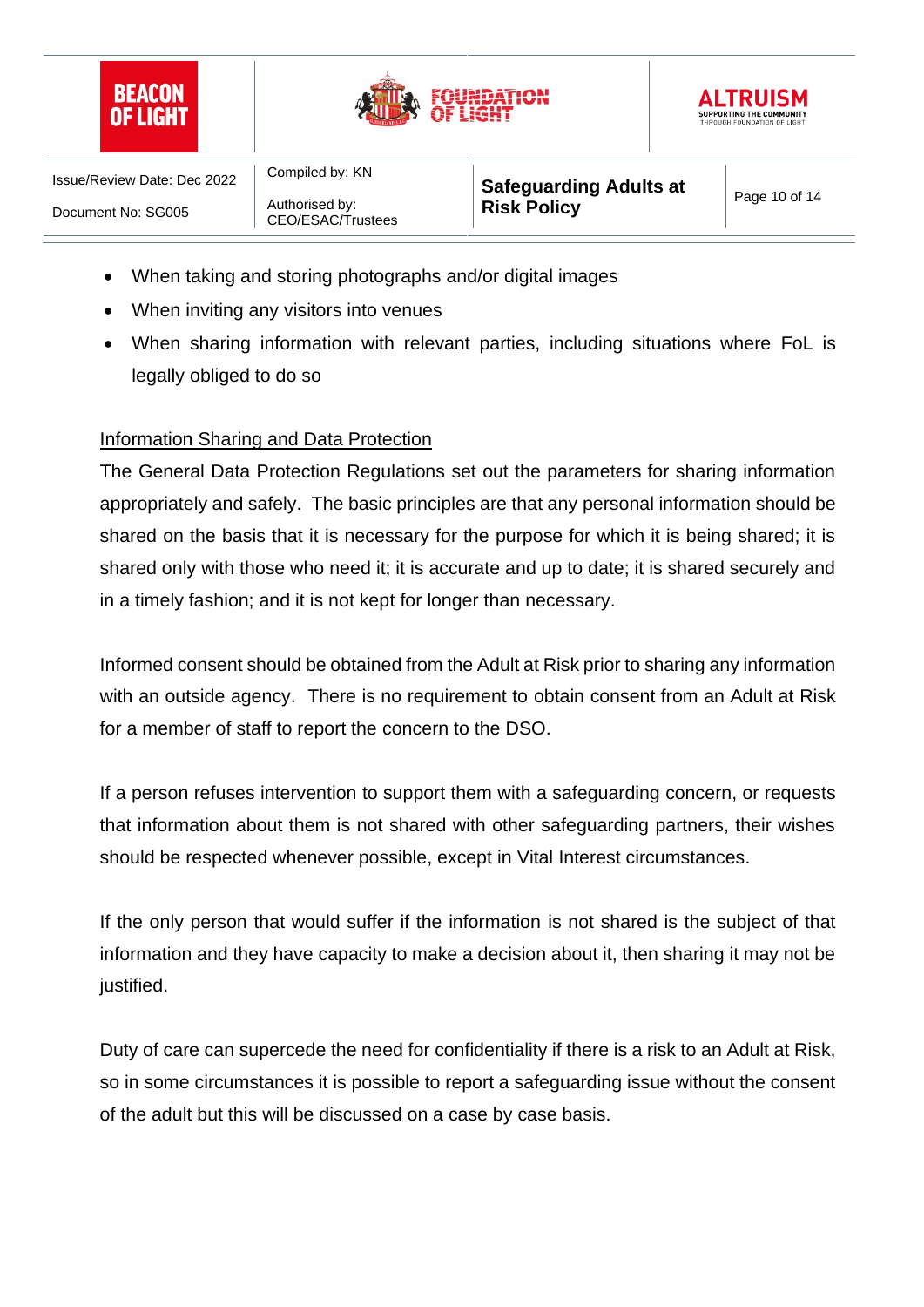- When taking and storing photographs and/or digital images
- When inviting any visitors into venues
- When sharing information with relevant parties, including situations where FoL is legally obliged to do so

<u>Information Sharing and Data Protection</u>

The General Data Protection Regulations set out the parameters for sharing information appropriately and safely. The basic principles are that any personal information should be shared on the basis that it is necessary for the purpose for which it is being shared; it is shared only with those who need it; it is accurate and up to date; it is shared securely and in a timely fashion; and it is not kept for longer than necessary.

Informed consent should be obtained from the Adult at Risk prior to sharing any information with an outside agency. There is no requirement to obtain consent from an Adult at Risk for a member of staff to report the concern to the DSO.

If a person refuses intervention to support them with a safeguarding concern, or requests that information about them is not shared with other safeguarding partners, their wishes should be respected whenever possible, except in Vital Interest circumstances.

If the only person that would suffer if the information is not shared is the subject of that information and they have capacity to make a decision about it, then sharing it may not be justified.

Duty of care can supercede the need for confidentiality if there is a risk to an Adult at Risk, so in some circumstances it is possible to report a safeguarding issue without the consent of the adult but this will be discussed on a case by case basis.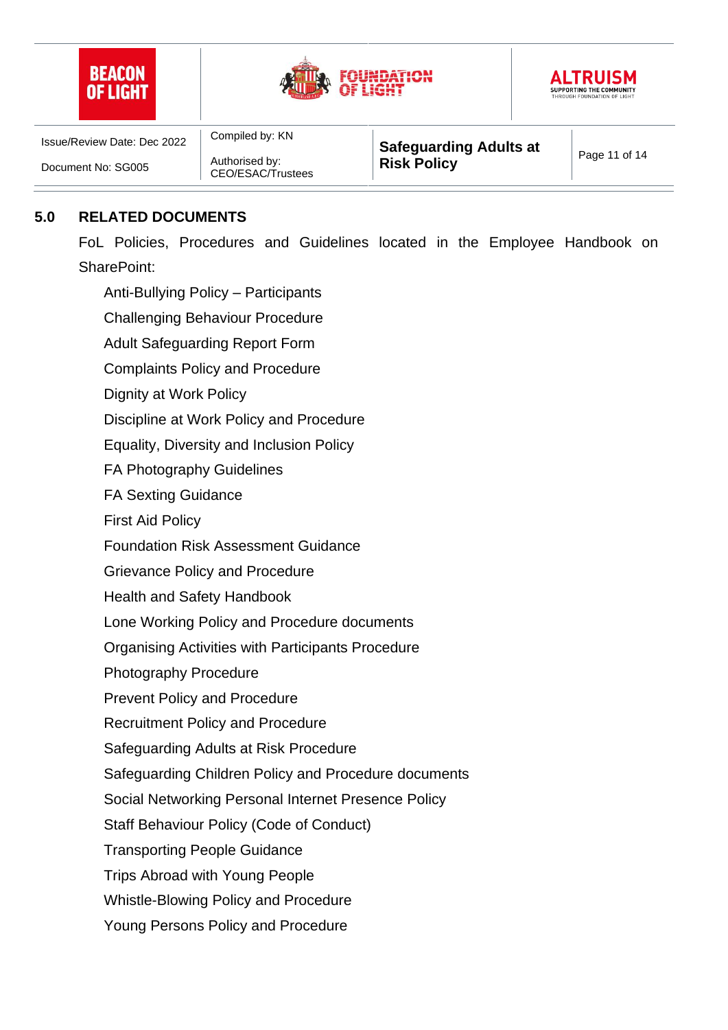## 5.0 RELATED DOCUMENTS

FoL Policies, Procedures and Guidelines located in the Employee Handbook on SharePoint:

- Anti-Bullying Policy – Participants
- Challenging Behaviour Procedure
- Adult Safeguarding Report Form
- Complaints Policy and Procedure
- Dignity at Work Policy
- Discipline at Work Policy and Procedure
- Equality, Diversity and Inclusion Policy
- FA Photography Guidelines
- FA Sexting Guidance
- First Aid Policy
- Foundation Risk Assessment Guidance
- Grievance Policy and Procedure
- Health and Safety Handbook
- Lone Working Policy and Procedure documents
- Organising Activities with Participants Procedure
- Photography Procedure
- Prevent Policy and Procedure
- Recruitment Policy and Procedure
- Safeguarding Adults at Risk Procedure
- Safeguarding Children Policy and Procedure documents
- Social Networking Personal Internet Presence Policy
- Staff Behaviour Policy (Code of Conduct)
- Transporting People Guidance
- Trips Abroad with Young People
- Whistle-Blowing Policy and Procedure
- Young Persons Policy and Procedure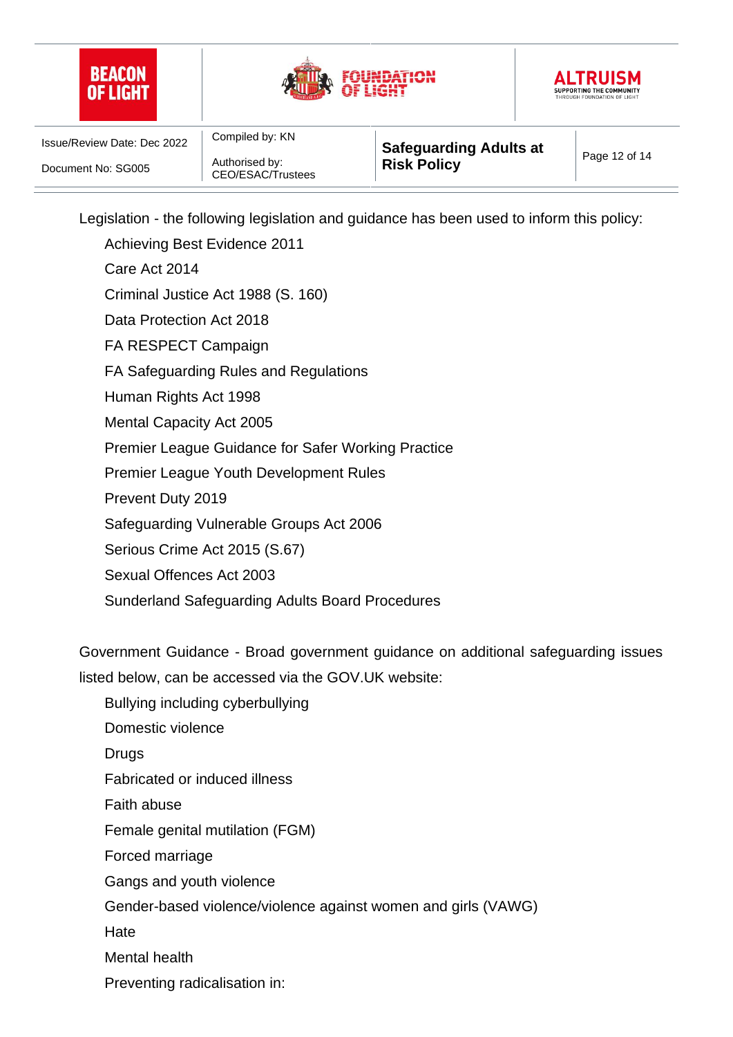Legislation - the following legislation and guidance has been used to inform this policy:

- Achieving Best Evidence 2011
- Care Act 2014
- Criminal Justice Act 1988 (S. 160)
- Data Protection Act 2018
- FA RESPECT Campaign
- FA Safeguarding Rules and Regulations
- Human Rights Act 1998
- Mental Capacity Act 2005
- Premier League Guidance for Safer Working Practice
- Premier League Youth Development Rules
- Prevent Duty 2019
- Safeguarding Vulnerable Groups Act 2006
- Serious Crime Act 2015 (S.67)
- Sexual Offences Act 2003
- Sunderland Safeguarding Adults Board Procedures

Government Guidance - Broad government guidance on additional safeguarding issues listed below, can be accessed via the GOV.UK website:

- Bullying including cyberbullying
- Domestic violence
- Drugs
- Fabricated or induced illness
- Faith abuse
- Female genital mutilation (FGM)
- Forced marriage
- Gangs and youth violence
- Gender-based violence/violence against women and girls (VAWG)
- Hate
- Mental health
- Preventing radicalisation in: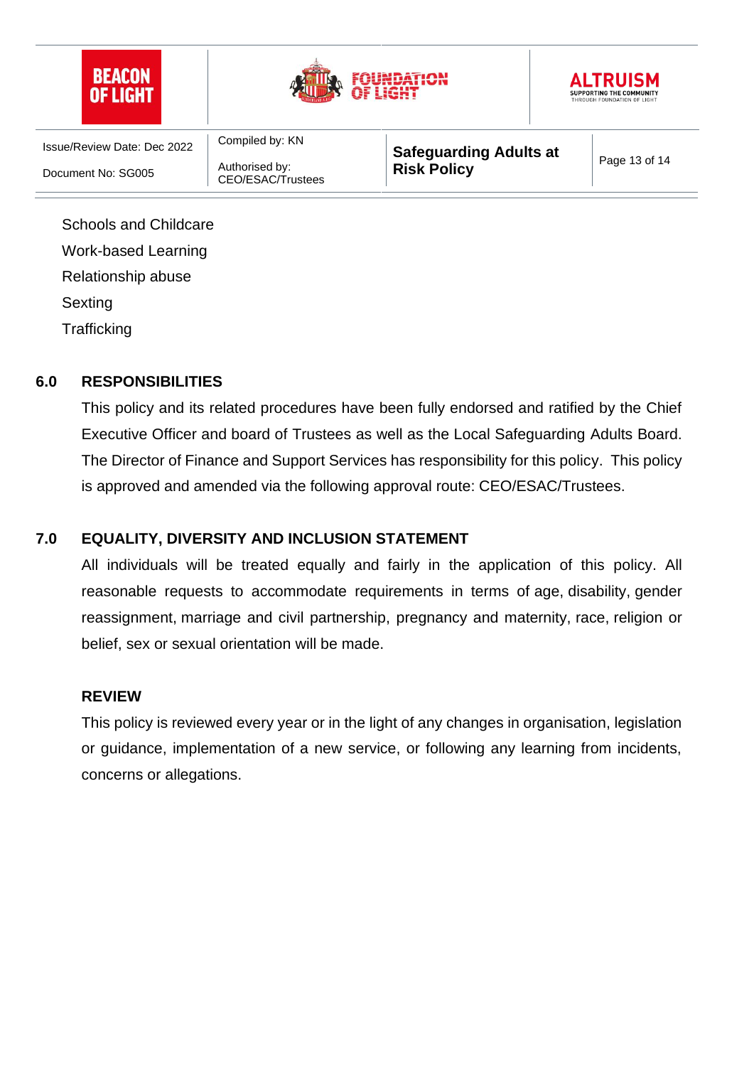Schools and Childcare

Work-based Learning

Relationship abuse

Sexting

Trafficking

## 6.0 RESPONSIBILITIES

This policy and its related procedures have been fully endorsed and ratified by the Chief Executive Officer and board of Trustees as well as the Local Safeguarding Adults Board. The Director of Finance and Support Services has responsibility for this policy. This policy is approved and amended via the following approval route: CEO/ESAC/Trustees.

## 7.0 EQUALITY, DIVERSITY AND INCLUSION STATEMENT

All individuals will be treated equally and fairly in the application of this policy. All reasonable requests to accommodate requirements in terms of age, disability, gender reassignment, marriage and civil partnership, pregnancy and maternity, race, religion or belief, sex or sexual orientation will be made.

### REVIEW

This policy is reviewed every year or in the light of any changes in organisation, legislation or guidance, implementation of a new service, or following any learning from incidents, concerns or allegations.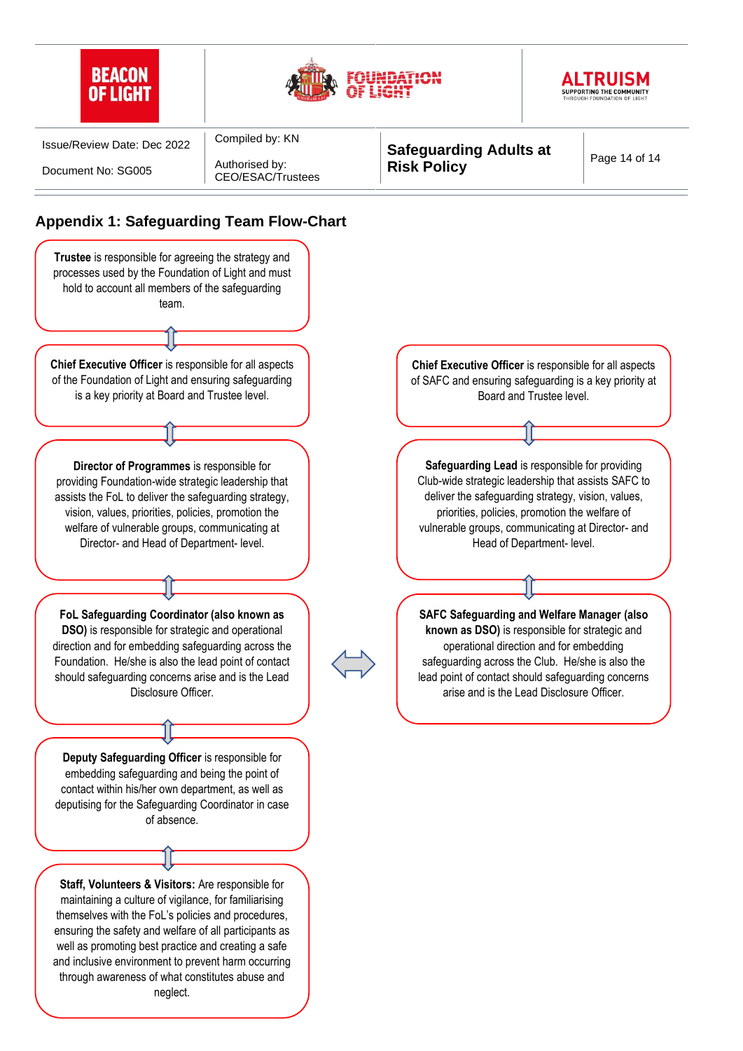## Appendix 1: Safeguarding Team Flow-Chart

**Trustee** is responsible for agreeing the strategy and processes used by the Foundation of Light and must hold to account all members of the safeguarding team.

**Chief Executive Officer** is responsible for all aspects of the Foundation of Light and ensuring safeguarding is a key priority at Board and Trustee level.

**Director of Programmes** is responsible for providing Foundation-wide strategic leadership that assists the FoL to deliver the safeguarding strategy, vision, values, priorities, policies, promotion the welfare of vulnerable groups, communicating at Director- and Head of Department- level.

**FoL Safeguarding Coordinator (also known as DSO)** is responsible for strategic and operational direction and for embedding safeguarding across the Foundation. He/she is also the lead point of contact should safeguarding concerns arise and is the Lead Disclosure Officer.

**Deputy Safeguarding Officer** is responsible for embedding safeguarding and being the point of contact within his/her own department, as well as deputising for the Safeguarding Coordinator in case of absence.

**Staff, Volunteers & Visitors:** Are responsible for maintaining a culture of vigilance, for familiarising themselves with the FoL's policies and procedures, ensuring the safety and welfare of all participants as well as promoting best practice and creating a safe and inclusive environment to prevent harm occurring through awareness of what constitutes abuse and neglect.

**Chief Executive Officer** is responsible for all aspects of SAFC and ensuring safeguarding is a key priority at Board and Trustee level.

**Safeguarding Lead** is responsible for providing Club-wide strategic leadership that assists SAFC to deliver the safeguarding strategy, vision, values, priorities, policies, promotion the welfare of vulnerable groups, communicating at Director- and Head of Department- level.

**SAFC Safeguarding and Welfare Manager (also known as DSO)** is responsible for strategic and operational direction and for embedding safeguarding across the Club. He/she is also the lead point of contact should safeguarding concerns arise and is the Lead Disclosure Officer.